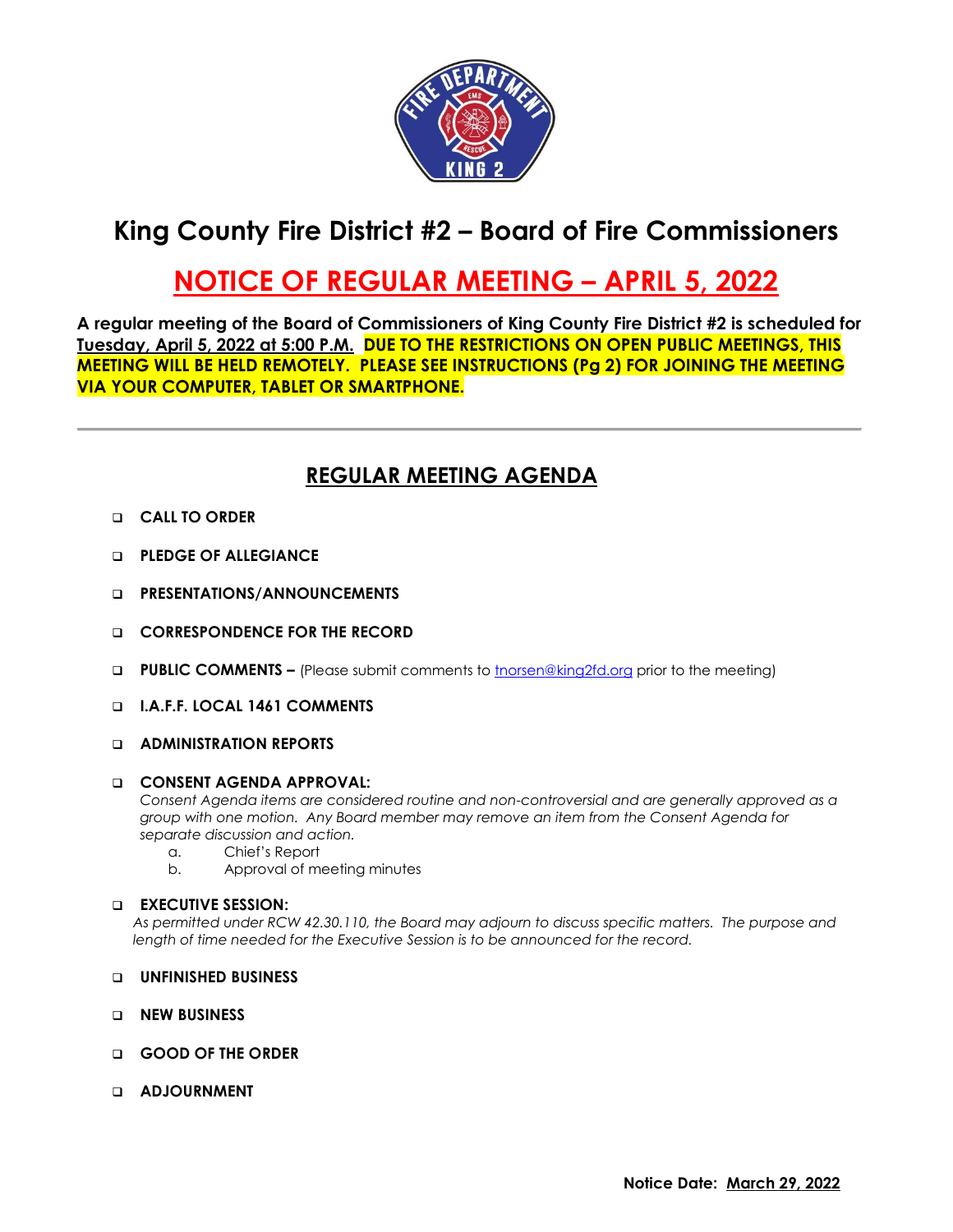# King County Fire District #2 – Board of Fire Commissioners

## NOTICE OF REGULAR MEETING – APRIL 5, 2022

**A regular meeting of the Board of Commissioners of King County Fire District #2 is scheduled for Tuesday, April 5, 2022 at 5:00 P.M. DUE TO THE RESTRICTIONS ON OPEN PUBLIC MEETINGS, THIS MEETING WILL BE HELD REMOTELY. PLEASE SEE INSTRUCTIONS (Pg 2) FOR JOINING THE MEETING VIA YOUR COMPUTER, TABLET OR SMARTPHONE.**

---

## REGULAR MEETING AGENDA

- **CALL TO ORDER**
- **PLEDGE OF ALLEGIANCE**
- **PRESENTATIONS/ANNOUNCEMENTS**
- **CORRESPONDENCE FOR THE RECORD**
- **PUBLIC COMMENTS –** (Please submit comments to tnorsen@king2fd.org prior to the meeting)
- **I.A.F.F. LOCAL 1461 COMMENTS**
- **ADMINISTRATION REPORTS**
- **CONSENT AGENDA APPROVAL:**
  *Consent Agenda items are considered routine and non-controversial and are generally approved as a group with one motion. Any Board member may remove an item from the Consent Agenda for separate discussion and action.*
  a. Chief's Report
  b. Approval of meeting minutes
- **EXECUTIVE SESSION:**
  *As permitted under RCW 42.30.110, the Board may adjourn to discuss specific matters. The purpose and length of time needed for the Executive Session is to be announced for the record.*
- **UNFINISHED BUSINESS**
- **NEW BUSINESS**
- **GOOD OF THE ORDER**
- **ADJOURNMENT**

**Notice Date: March 29, 2022**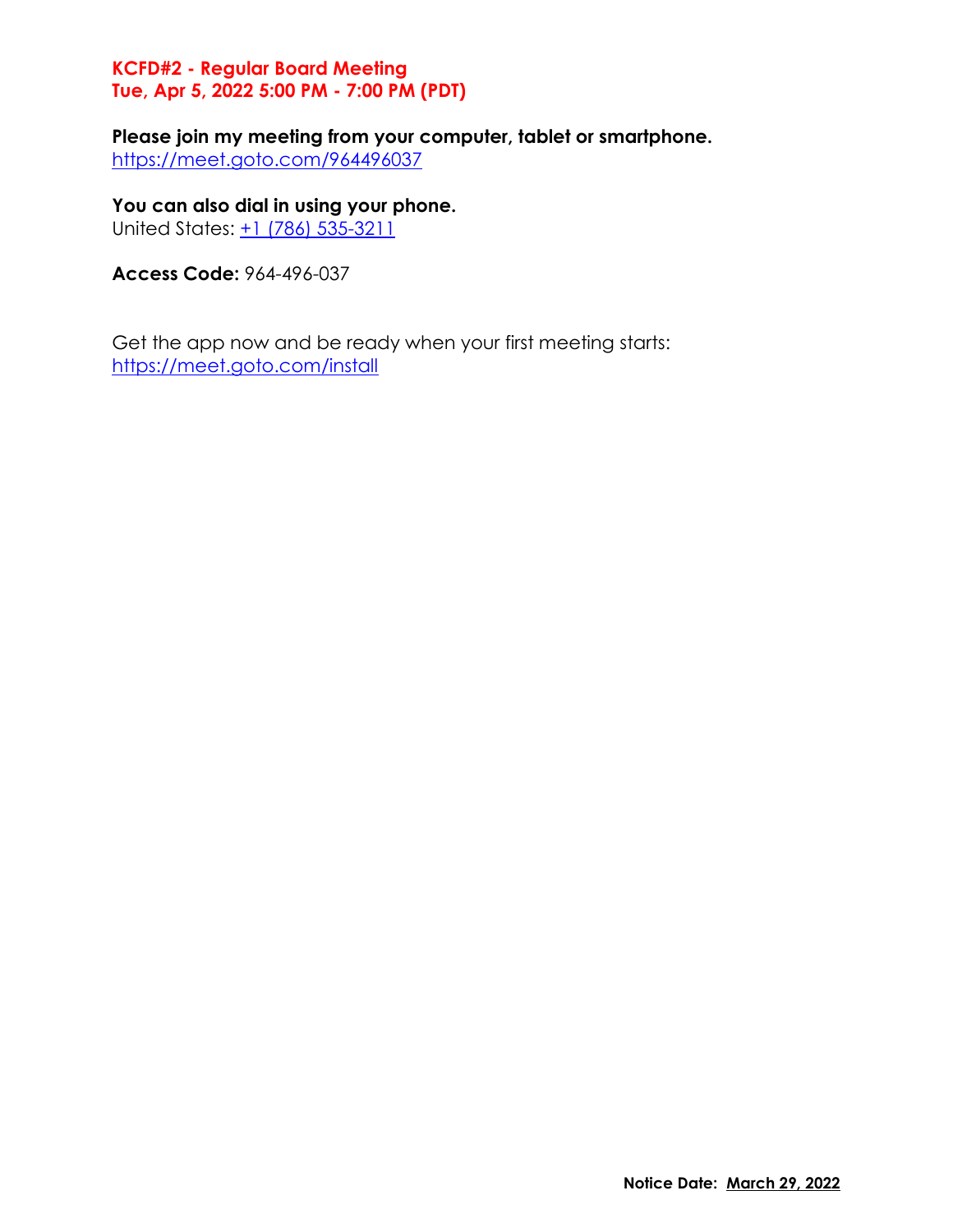**KCFD#2 - Regular Board Meeting**
**Tue, Apr 5, 2022 5:00 PM - 7:00 PM (PDT)**

**Please join my meeting from your computer, tablet or smartphone.**
https://meet.goto.com/964496037

**You can also dial in using your phone.**
United States: +1 (786) 535-3211

**Access Code:** 964-496-037

Get the app now and be ready when your first meeting starts:
https://meet.goto.com/install

**Notice Date: March 29, 2022**